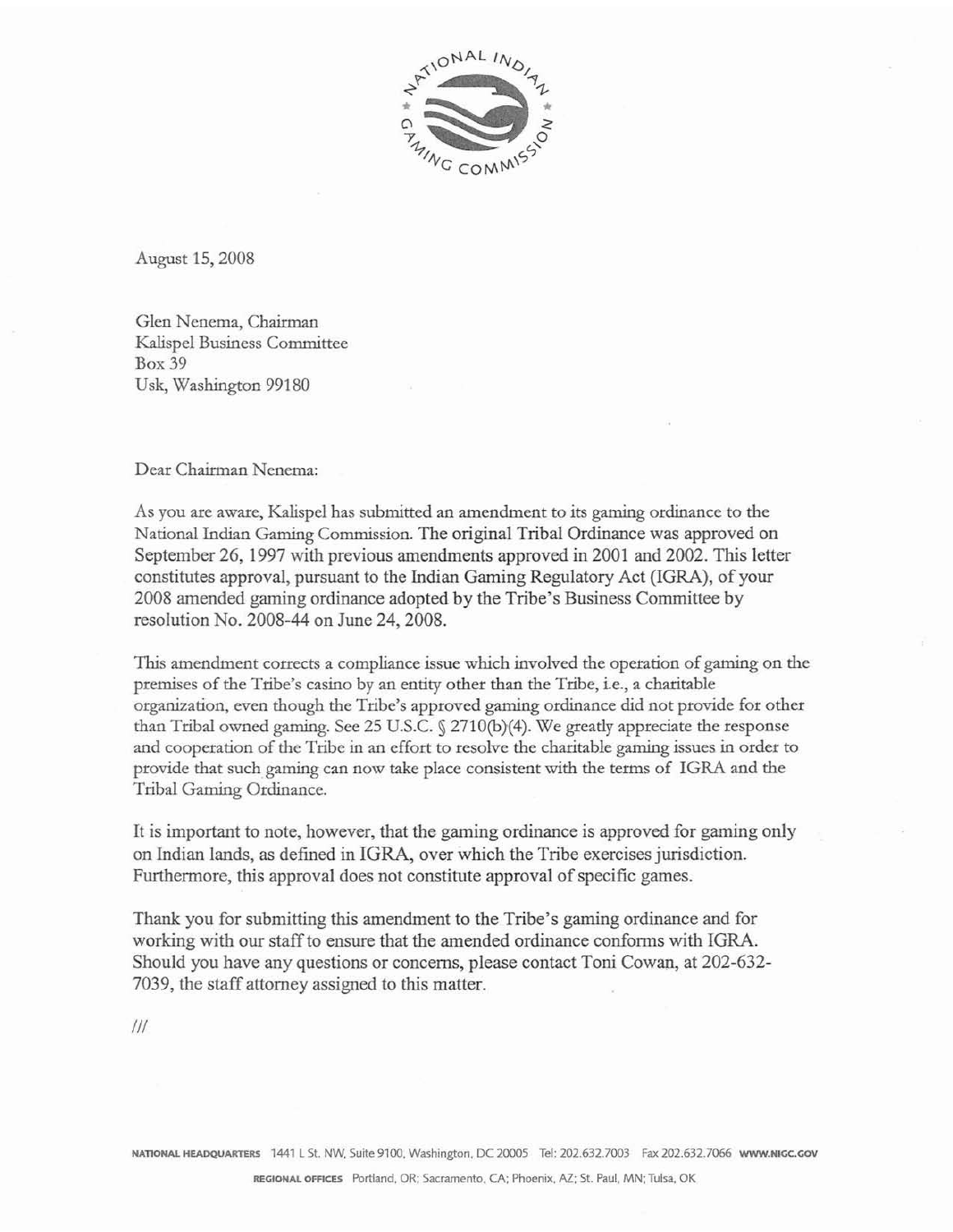August 15, 2008

Glen Nenema, Chairman
Kalispel Business Committee
Box 39
Usk, Washington 99180

Dear Chairman Nenema:

As you are aware, Kalispel has submitted an amendment to its gaming ordinance to the National Indian Gaming Commission. The original Tribal Ordinance was approved on September 26, 1997 with previous amendments approved in 2001 and 2002. This letter constitutes approval, pursuant to the Indian Gaming Regulatory Act (IGRA), of your 2008 amended gaming ordinance adopted by the Tribe's Business Committee by resolution No. 2008-44 on June 24, 2008.

This amendment corrects a compliance issue which involved the operation of gaming on the premises of the Tribe's casino by an entity other than the Tribe, i.e., a charitable organization, even though the Tribe's approved gaming ordinance did not provide for other than Tribal owned gaming. See 25 U.S.C. § 2710(b)(4). We greatly appreciate the response and cooperation of the Tribe in an effort to resolve the charitable gaming issues in order to provide that such gaming can now take place consistent with the terms of IGRA and the Tribal Gaming Ordinance.

It is important to note, however, that the gaming ordinance is approved for gaming only on Indian lands, as defined in IGRA, over which the Tribe exercises jurisdiction. Furthermore, this approval does not constitute approval of specific games.

Thank you for submitting this amendment to the Tribe's gaming ordinance and for working with our staff to ensure that the amended ordinance conforms with IGRA. Should you have any questions or concerns, please contact Toni Cowan, at 202-632-7039, the staff attorney assigned to this matter.

///

NATIONAL HEADQUARTERS 1441 L St. NW, Suite 9100, Washington, DC 20005 Tel: 202.632.7003 Fax 202.632.7066 WWW.NIGC.GOV

REGIONAL OFFICES Portland, OR; Sacramento, CA; Phoenix, AZ; St. Paul, MN; Tulsa, OK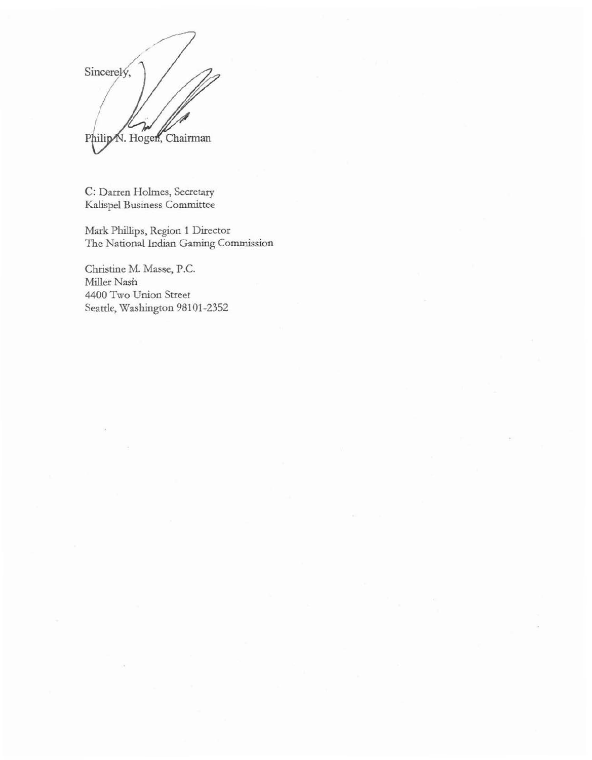Sincerely,

Philip N. Hogen, Chairman

C: Darren Holmes, Secretary
Kalispel Business Committee

Mark Phillips, Region 1 Director
The National Indian Gaming Commission

Christine M. Masse, P.C.
Miller Nash
4400 Two Union Street
Seattle, Washington 98101-2352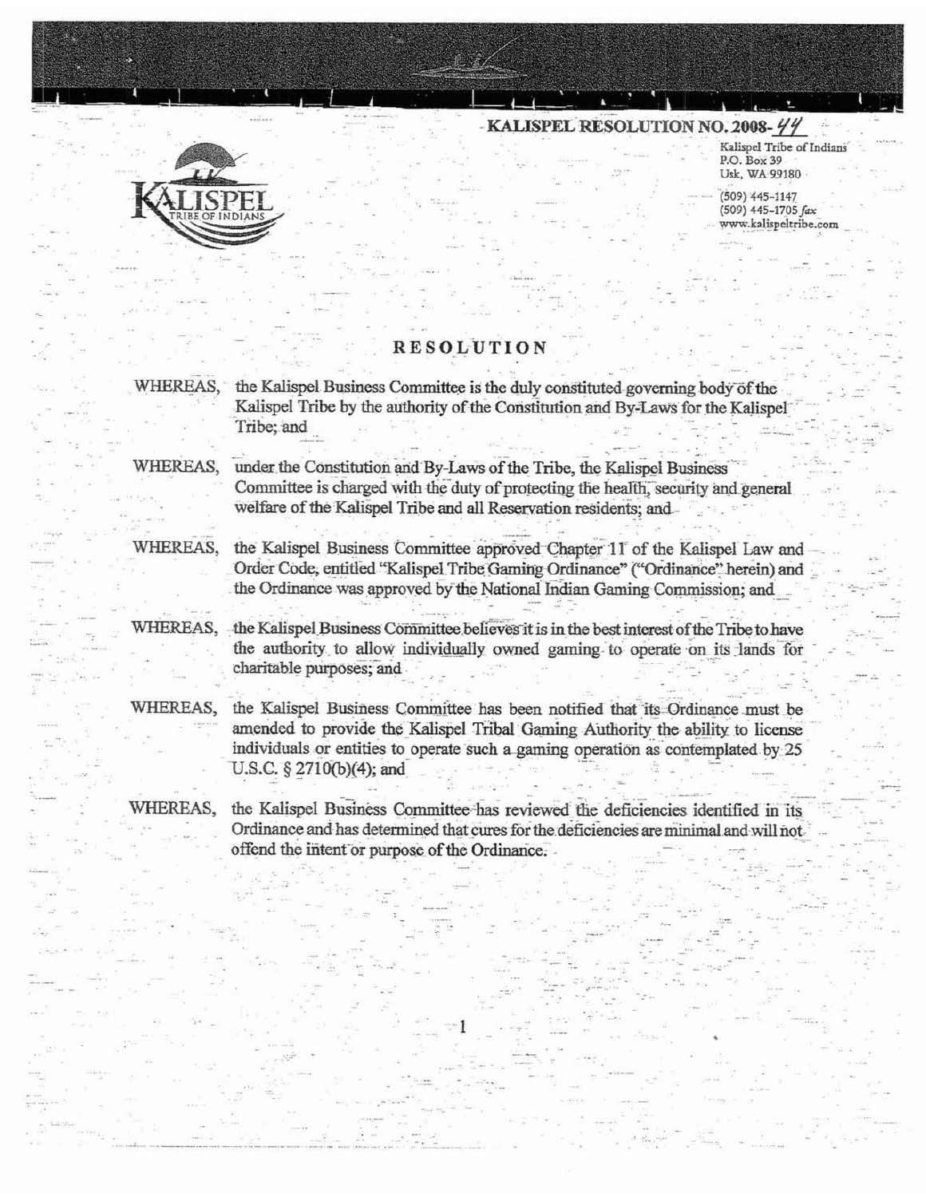KALISPEL RESOLUTION NO. 2008-44

Kalispel Tribe of Indians
P.O. Box 39
Usk, WA 99180
(509) 445-1147
(509) 445-1705 *fax*
www.kalispeltribe.com

# RESOLUTION

WHEREAS, the Kalispel Business Committee is the duly constituted governing body of the Kalispel Tribe by the authority of the Constitution and By-Laws for the Kalispel Tribe; and

WHEREAS, under the Constitution and By-Laws of the Tribe, the Kalispel Business Committee is charged with the duty of protecting the health, security and general welfare of the Kalispel Tribe and all Reservation residents; and

WHEREAS, the Kalispel Business Committee approved Chapter 11 of the Kalispel Law and Order Code, entitled "Kalispel Tribe Gaming Ordinance" ("Ordinance" herein) and the Ordinance was approved by the National Indian Gaming Commission; and

WHEREAS, the Kalispel Business Committee believes it is in the best interest of the Tribe to have the authority to allow individually owned gaming to operate on its lands for charitable purposes; and

WHEREAS, the Kalispel Business Committee has been notified that its Ordinance must be amended to provide the Kalispel Tribal Gaming Authority the ability to license individuals or entities to operate such a gaming operation as contemplated by 25 U.S.C. § 2710(b)(4); and

WHEREAS, the Kalispel Business Committee has reviewed the deficiencies identified in its Ordinance and has determined that cures for the deficiencies are minimal and will not offend the intent or purpose of the Ordinance.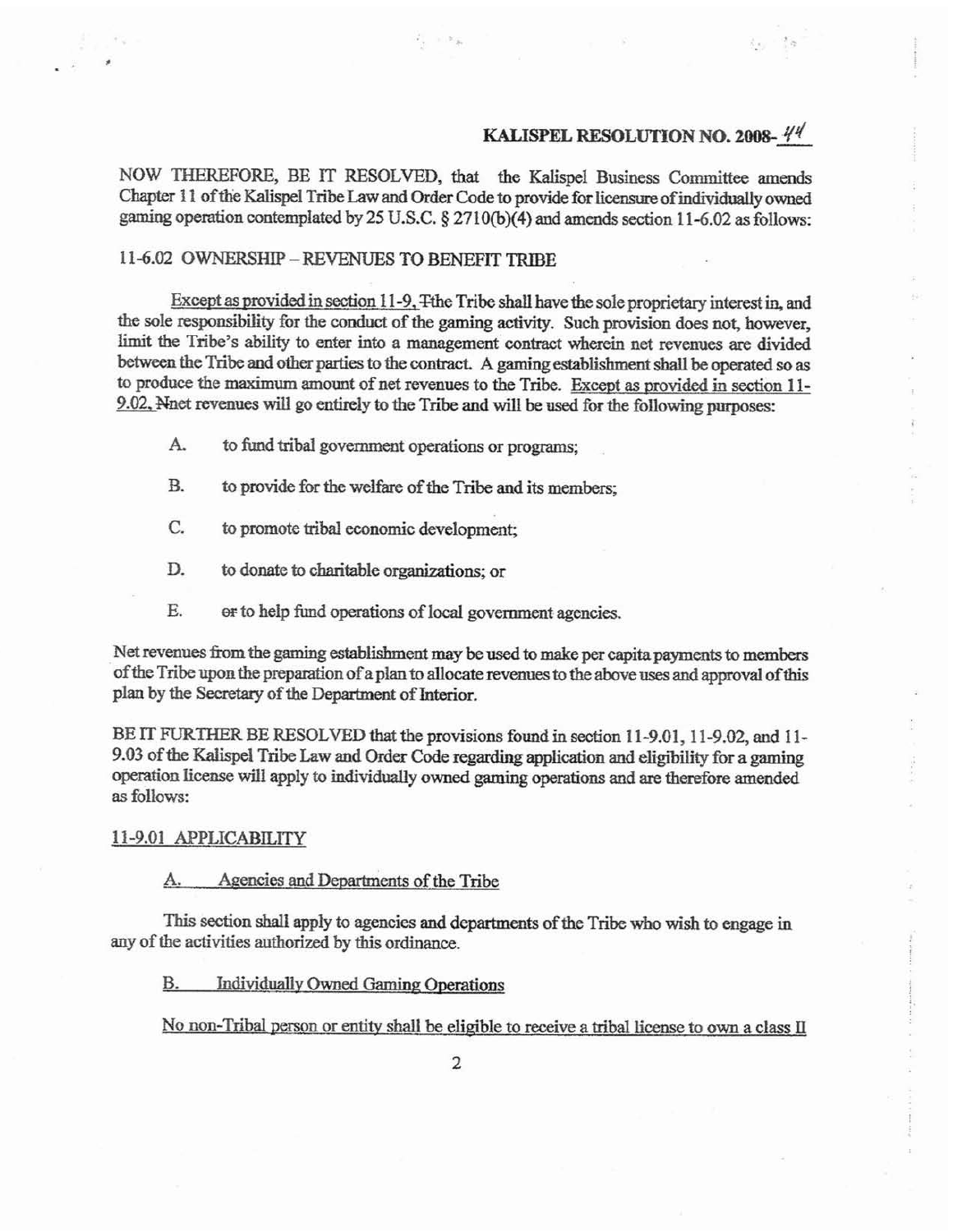**KALISPEL RESOLUTION NO. 2008-44**

NOW THEREFORE, BE IT RESOLVED, that the Kalispel Business Committee amends Chapter 11 of the Kalispel Tribe Law and Order Code to provide for licensure of individually owned gaming operation contemplated by 25 U.S.C. § 2710(b)(4) and amends section 11-6.02 as follows:

11-6.02 OWNERSHIP – REVENUES TO BENEFIT TRIBE

Except as provided in section 11-9, Tthe Tribe shall have the sole proprietary interest in, and the sole responsibility for the conduct of the gaming activity. Such provision does not, however, limit the Tribe's ability to enter into a management contract wherein net revenues are divided between the Tribe and other parties to the contract. A gaming establishment shall be operated so as to produce the maximum amount of net revenues to the Tribe. Except as provided in section 11-9.02, Nnet revenues will go entirely to the Tribe and will be used for the following purposes:

A. to fund tribal government operations or programs;

B. to provide for the welfare of the Tribe and its members;

C. to promote tribal economic development;

D. to donate to charitable organizations; or

E. or to help fund operations of local government agencies.

Net revenues from the gaming establishment may be used to make per capita payments to members of the Tribe upon the preparation of a plan to allocate revenues to the above uses and approval of this plan by the Secretary of the Department of Interior.

BE IT FURTHER BE RESOLVED that the provisions found in section 11-9.01, 11-9.02, and 11-9.03 of the Kalispel Tribe Law and Order Code regarding application and eligibility for a gaming operation license will apply to individually owned gaming operations and are therefore amended as follows:

11-9.01 APPLICABILITY

A. Agencies and Departments of the Tribe

This section shall apply to agencies and departments of the Tribe who wish to engage in any of the activities authorized by this ordinance.

B. Individually Owned Gaming Operations

No non-Tribal person or entity shall be eligible to receive a tribal license to own a class II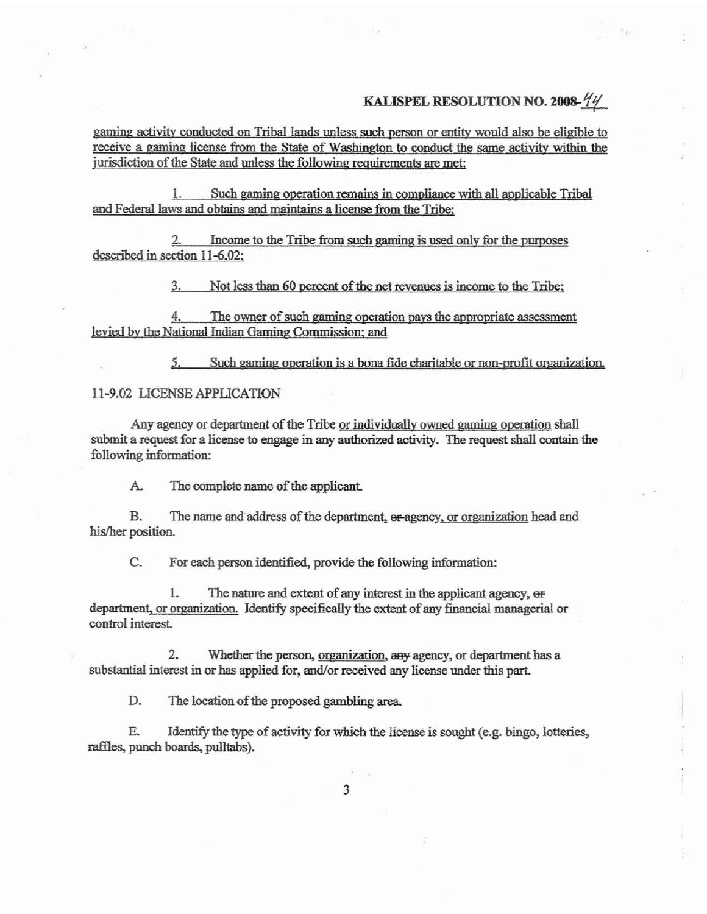gaming activity conducted on Tribal lands unless such person or entity would also be eligible to receive a gaming license from the State of Washington to conduct the same activity within the jurisdiction of the State and unless the following requirements are met:

1. Such gaming operation remains in compliance with all applicable Tribal and Federal laws and obtains and maintains a license from the Tribe;

2. Income to the Tribe from such gaming is used only for the purposes described in section 11-6.02;

3. Not less than 60 percent of the net revenues is income to the Tribe;

4. The owner of such gaming operation pays the appropriate assessment levied by the National Indian Gaming Commission; and

5. Such gaming operation is a bona fide charitable or non-profit organization.

11-9.02 LICENSE APPLICATION

Any agency or department of the Tribe or individually owned gaming operation shall submit a request for a license to engage in any authorized activity. The request shall contain the following information:

A. The complete name of the applicant.

B. The name and address of the department, ~~or~~ agency, or organization head and his/her position.

C. For each person identified, provide the following information:

1. The nature and extent of any interest in the applicant agency, ~~or~~ department, or organization. Identify specifically the extent of any financial managerial or control interest.

2. Whether the person, organization, ~~any~~ agency, or department has a substantial interest in or has applied for, and/or received any license under this part.

D. The location of the proposed gambling area.

E. Identify the type of activity for which the license is sought (e.g. bingo, lotteries, raffles, punch boards, pulltabs).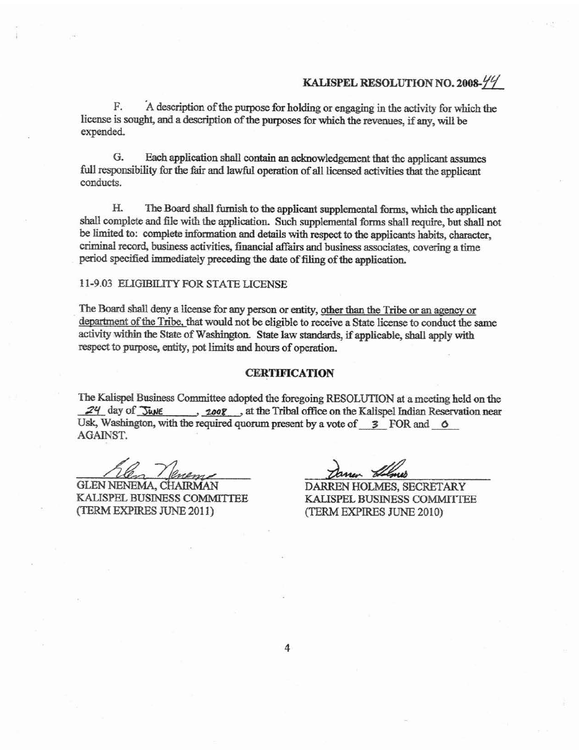**KALISPEL RESOLUTION NO. 2008-44**

F. A description of the purpose for holding or engaging in the activity for which the license is sought, and a description of the purposes for which the revenues, if any, will be expended.

G. Each application shall contain an acknowledgement that the applicant assumes full responsibility for the fair and lawful operation of all licensed activities that the applicant conducts.

H. The Board shall furnish to the applicant supplemental forms, which the applicant shall complete and file with the application. Such supplemental forms shall require, but shall not be limited to: complete information and details with respect to the applicants habits, character, criminal record, business activities, financial affairs and business associates, covering a time period specified immediately preceding the date of filing of the application.

11-9.03 ELIGIBILITY FOR STATE LICENSE

The Board shall deny a license for any person or entity, other than the Tribe or an agency or department of the Tribe, that would not be eligible to receive a State license to conduct the same activity within the State of Washington. State law standards, if applicable, shall apply with respect to purpose, entity, pot limits and hours of operation.

## CERTIFICATION

The Kalispel Business Committee adopted the foregoing RESOLUTION at a meeting held on the 24 day of June, 2008, at the Tribal office on the Kalispel Indian Reservation near Usk, Washington, with the required quorum present by a vote of 3 FOR and 0 AGAINST.

GLEN NENEMA, CHAIRMAN
KALISPEL BUSINESS COMMITTEE
(TERM EXPIRES JUNE 2011)

DARREN HOLMES, SECRETARY
KALISPEL BUSINESS COMMITTEE
(TERM EXPIRES JUNE 2010)